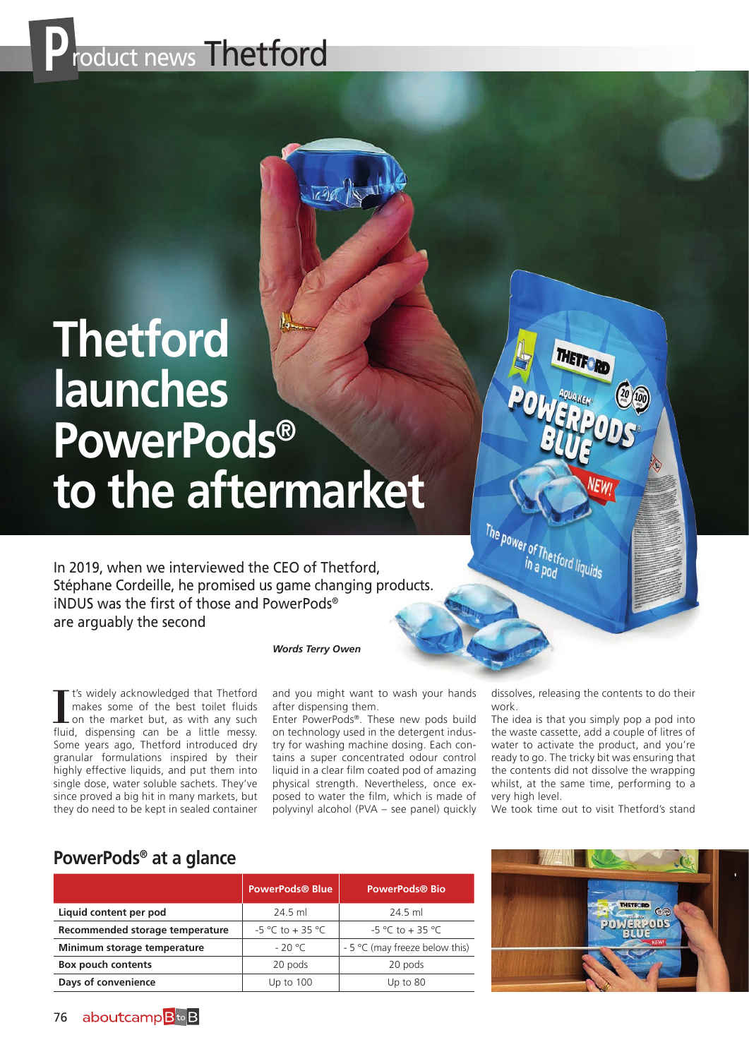Product news Thetford

# Thetford launches PowerPods® to the aftermarket

In 2019, when we interviewed the CEO of Thetford, Stéphane Cordeille, he promised us game changing products. iNDUS was the first of those and PowerPods® are arguably the second

***Words Terry Owen***

It's widely acknowledged that Thetford makes some of the best toilet fluids on the market but, as with any such fluid, dispensing can be a little messy. Some years ago, Thetford introduced dry granular formulations inspired by their highly effective liquids, and put them into single dose, water soluble sachets. They've since proved a big hit in many markets, but they do need to be kept in sealed container and you might want to wash your hands after dispensing them.

Enter PowerPods®. These new pods build on technology used in the detergent industry for washing machine dosing. Each contains a super concentrated odour control liquid in a clear film coated pod of amazing physical strength. Nevertheless, once exposed to water the film, which is made of polyvinyl alcohol (PVA – see panel) quickly dissolves, releasing the contents to do their work.

The idea is that you simply pop a pod into the waste cassette, add a couple of litres of water to activate the product, and you're ready to go. The tricky bit was ensuring that the contents did not dissolve the wrapping whilst, at the same time, performing to a very high level.

We took time out to visit Thetford's stand

## PowerPods® at a glance

| | PowerPods® Blue | PowerPods® Bio |
|---|---|---|
| **Liquid content per pod** | 24.5 ml | 24.5 ml |
| **Recommended storage temperature** | -5 °C to + 35 °C | -5 °C to + 35 °C |
| **Minimum storage temperature** | - 20 °C | - 5 °C (may freeze below this) |
| **Box pouch contents** | 20 pods | 20 pods |
| **Days of convenience** | Up to 100 | Up to 80 |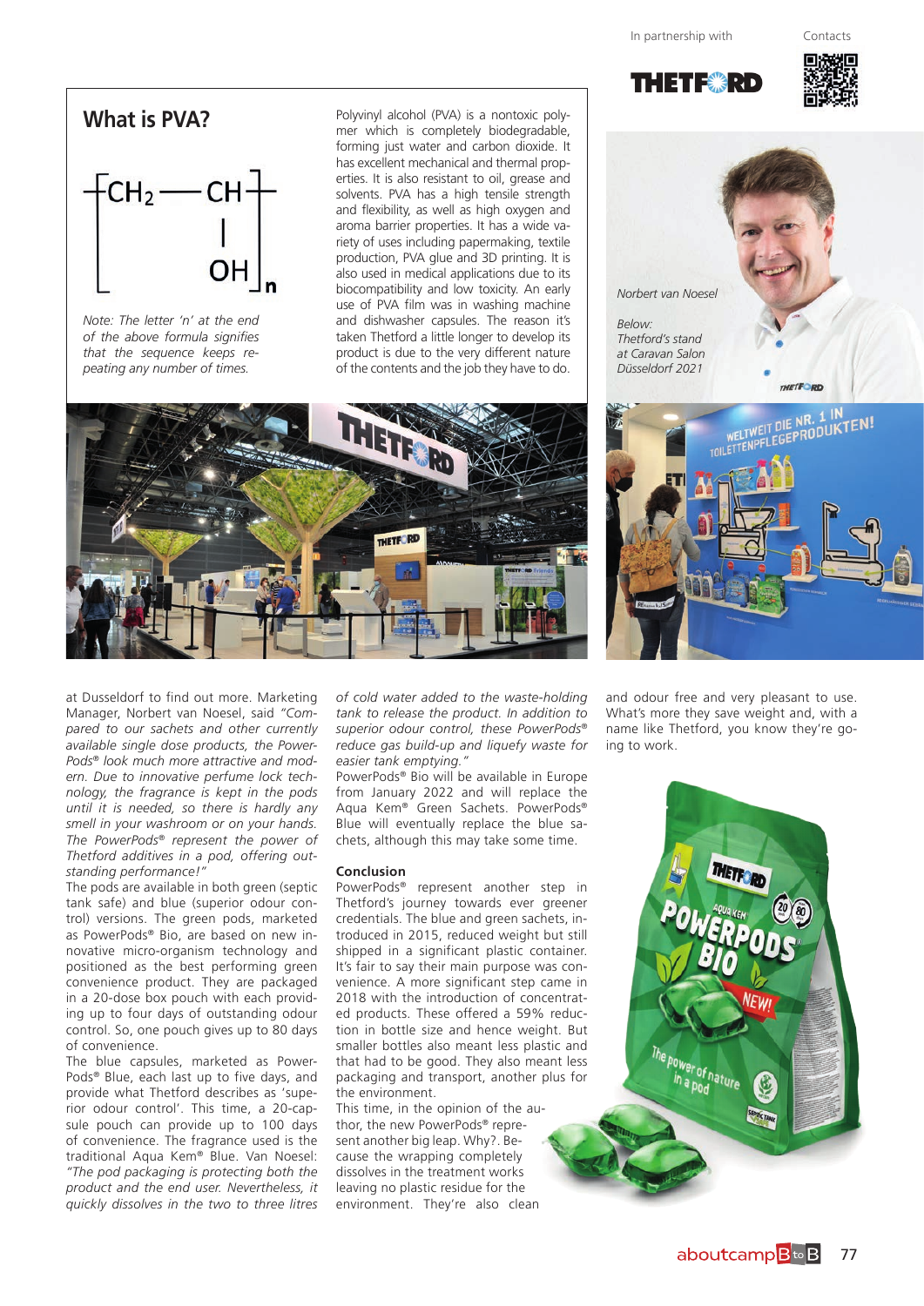## What is PVA?

$$\left[ CH_2 - \underset{\displaystyle OH}{\underset{|}{CH}} \right]_n$$

*Note: The letter 'n' at the end of the above formula signifies that the sequence keeps repeating any number of times.*

Polyvinyl alcohol (PVA) is a nontoxic polymer which is completely biodegradable, forming just water and carbon dioxide. It has excellent mechanical and thermal properties. It is also resistant to oil, grease and solvents. PVA has a high tensile strength and flexibility, as well as high oxygen and aroma barrier properties. It has a wide variety of uses including papermaking, textile production, PVA glue and 3D printing. It is also used in medical applications due to its biocompatibility and low toxicity. An early use of PVA film was in washing machine and dishwasher capsules. The reason it's taken Thetford a little longer to develop its product is due to the very different nature of the contents and the job they have to do.

*Norbert van Noesel*

*Below: Thetford's stand at Caravan Salon Düsseldorf 2021*

at Dusseldorf to find out more. Marketing Manager, Norbert van Noesel, said *"Compared to our sachets and other currently available single dose products, the PowerPods® look much more attractive and modern. Due to innovative perfume lock technology, the fragrance is kept in the pods until it is needed, so there is hardly any smell in your washroom or on your hands. The PowerPods® represent the power of Thetford additives in a pod, offering outstanding performance!"*

The pods are available in both green (septic tank safe) and blue (superior odour control) versions. The green pods, marketed as PowerPods® Bio, are based on new innovative micro-organism technology and positioned as the best performing green convenience product. They are packaged in a 20-dose box pouch with each providing up to four days of outstanding odour control. So, one pouch gives up to 80 days of convenience.

The blue capsules, marketed as PowerPods® Blue, each last up to five days, and provide what Thetford describes as 'superior odour control'. This time, a 20-capsule pouch can provide up to 100 days of convenience. The fragrance used is the traditional Aqua Kem® Blue. Van Noesel: *"The pod packaging is protecting both the product and the end user. Nevertheless, it quickly dissolves in the two to three litres of cold water added to the waste-holding tank to release the product. In addition to superior odour control, these PowerPods® reduce gas build-up and liquefy waste for easier tank emptying."*

PowerPods® Bio will be available in Europe from January 2022 and will replace the Aqua Kem® Green Sachets. PowerPods® Blue will eventually replace the blue sachets, although this may take some time.

### Conclusion

PowerPods® represent another step in Thetford's journey towards ever greener credentials. The blue and green sachets, introduced in 2015, reduced weight but still shipped in a significant plastic container. It's fair to say their main purpose was convenience. A more significant step came in 2018 with the introduction of concentrated products. These offered a 59% reduction in bottle size and hence weight. But smaller bottles also meant less plastic and that had to be good. They also meant less packaging and transport, another plus for the environment.

This time, in the opinion of the author, the new PowerPods® represent another big leap. Why?. Because the wrapping completely dissolves in the treatment works leaving no plastic residue for the environment. They're also clean and odour free and very pleasant to use. What's more they save weight and, with a name like Thetford, you know they're going to work.